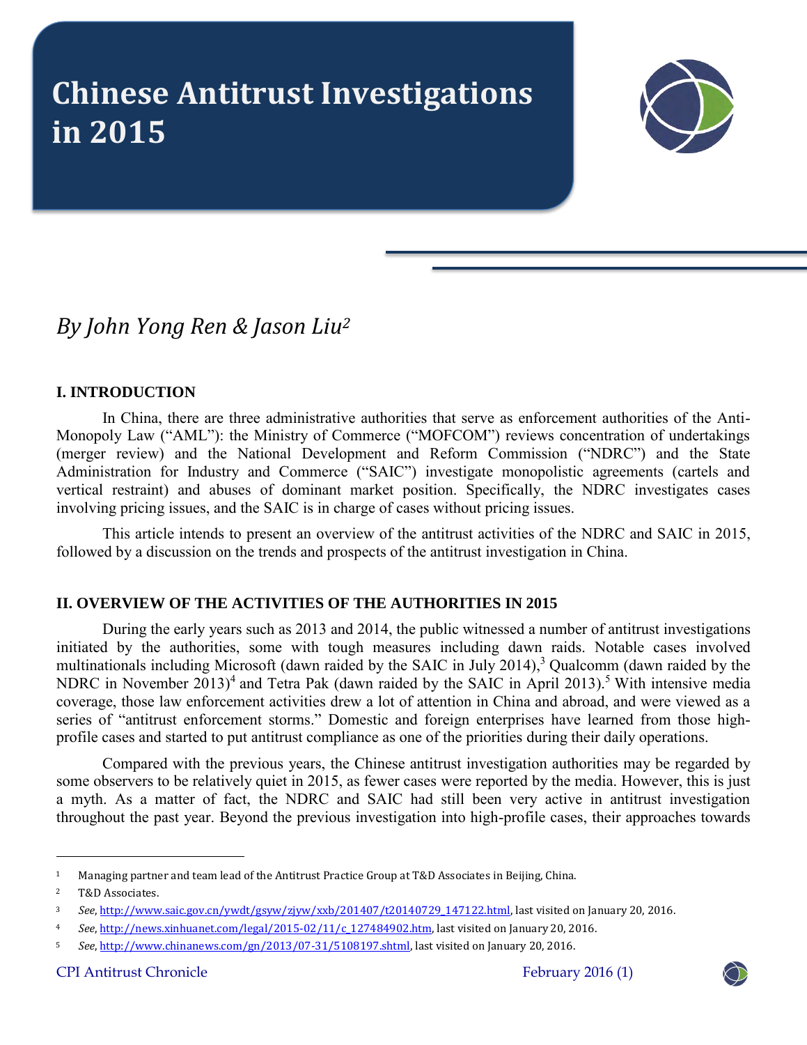# Chinese Antitrust Investigations in 2015

*By John Yong Ren & Jason Liu*[2]

## I. INTRODUCTION

In China, there are three administrative authorities that serve as enforcement authorities of the Anti-Monopoly Law ("AML"): the Ministry of Commerce ("MOFCOM") reviews concentration of undertakings (merger review) and the National Development and Reform Commission ("NDRC") and the State Administration for Industry and Commerce ("SAIC") investigate monopolistic agreements (cartels and vertical restraint) and abuses of dominant market position. Specifically, the NDRC investigates cases involving pricing issues, and the SAIC is in charge of cases without pricing issues.

This article intends to present an overview of the antitrust activities of the NDRC and SAIC in 2015, followed by a discussion on the trends and prospects of the antitrust investigation in China.

## II. OVERVIEW OF THE ACTIVITIES OF THE AUTHORITIES IN 2015

During the early years such as 2013 and 2014, the public witnessed a number of antitrust investigations initiated by the authorities, some with tough measures including dawn raids. Notable cases involved multinationals including Microsoft (dawn raided by the SAIC in July 2014),[3] Qualcomm (dawn raided by the NDRC in November 2013)[4] and Tetra Pak (dawn raided by the SAIC in April 2013).[5] With intensive media coverage, those law enforcement activities drew a lot of attention in China and abroad, and were viewed as a series of "antitrust enforcement storms." Domestic and foreign enterprises have learned from those high-profile cases and started to put antitrust compliance as one of the priorities during their daily operations.

Compared with the previous years, the Chinese antitrust investigation authorities may be regarded by some observers to be relatively quiet in 2015, as fewer cases were reported by the media. However, this is just a myth. As a matter of fact, the NDRC and SAIC had still been very active in antitrust investigation throughout the past year. Beyond the previous investigation into high-profile cases, their approaches towards

---

[1] Managing partner and team lead of the Antitrust Practice Group at T&D Associates in Beijing, China.

[2] T&D Associates.

[3] *See*, http://www.saic.gov.cn/ywdt/gsyw/zjyw/xxb/201407/t20140729_147122.html, last visited on January 20, 2016.

[4] *See*, http://news.xinhuanet.com/legal/2015-02/11/c_127484902.htm, last visited on January 20, 2016.

[5] *See*, http://www.chinanews.com/gn/2013/07-31/5108197.shtml, last visited on January 20, 2016.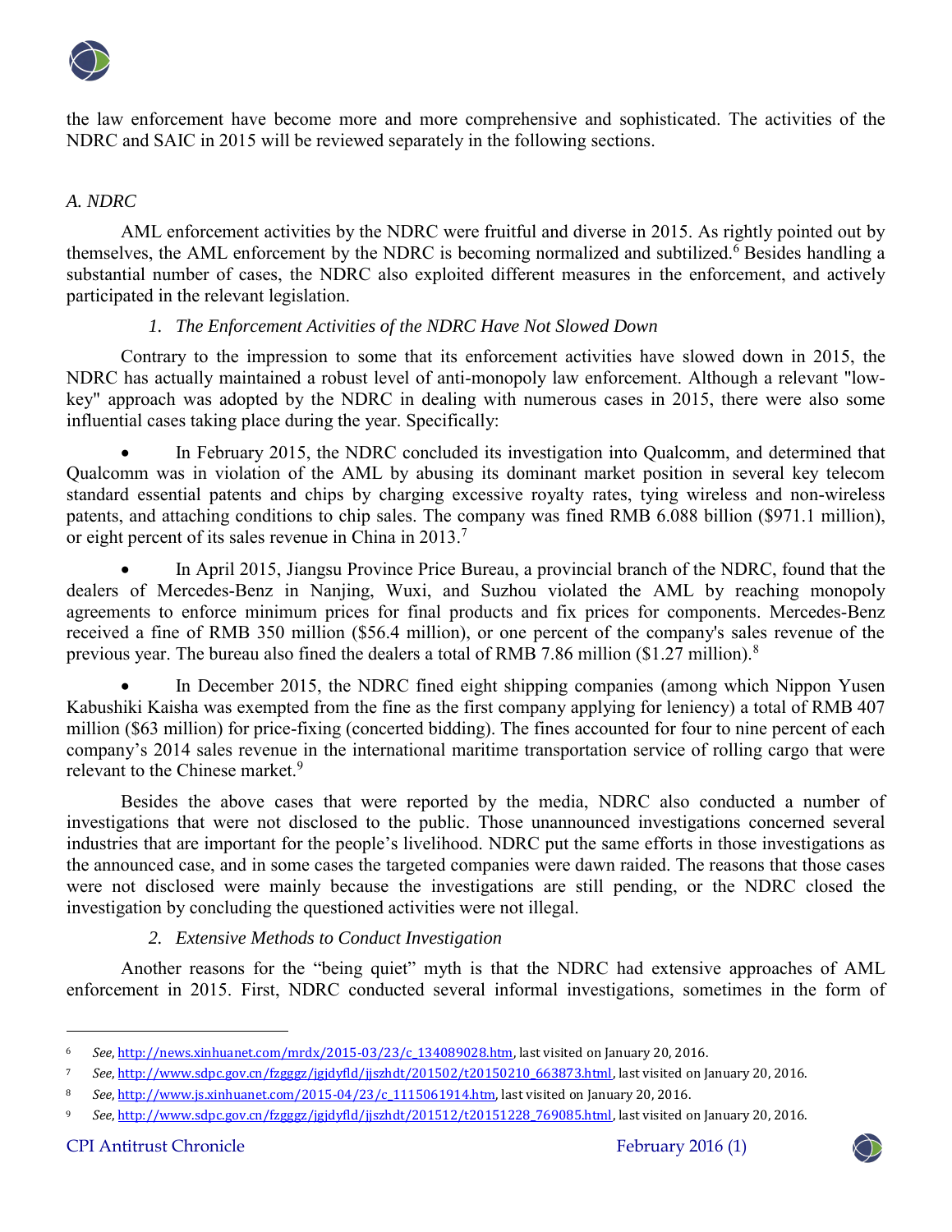the law enforcement have become more and more comprehensive and sophisticated. The activities of the NDRC and SAIC in 2015 will be reviewed separately in the following sections.

*A. NDRC*

AML enforcement activities by the NDRC were fruitful and diverse in 2015. As rightly pointed out by themselves, the AML enforcement by the NDRC is becoming normalized and subtilized.[6] Besides handling a substantial number of cases, the NDRC also exploited different measures in the enforcement, and actively participated in the relevant legislation.

*1. The Enforcement Activities of the NDRC Have Not Slowed Down*

Contrary to the impression to some that its enforcement activities have slowed down in 2015, the NDRC has actually maintained a robust level of anti-monopoly law enforcement. Although a relevant "low-key" approach was adopted by the NDRC in dealing with numerous cases in 2015, there were also some influential cases taking place during the year. Specifically:

- In February 2015, the NDRC concluded its investigation into Qualcomm, and determined that Qualcomm was in violation of the AML by abusing its dominant market position in several key telecom standard essential patents and chips by charging excessive royalty rates, tying wireless and non-wireless patents, and attaching conditions to chip sales. The company was fined RMB 6.088 billion ($971.1 million), or eight percent of its sales revenue in China in 2013.[7]

- In April 2015, Jiangsu Province Price Bureau, a provincial branch of the NDRC, found that the dealers of Mercedes-Benz in Nanjing, Wuxi, and Suzhou violated the AML by reaching monopoly agreements to enforce minimum prices for final products and fix prices for components. Mercedes-Benz received a fine of RMB 350 million ($56.4 million), or one percent of the company's sales revenue of the previous year. The bureau also fined the dealers a total of RMB 7.86 million ($1.27 million).[8]

- In December 2015, the NDRC fined eight shipping companies (among which Nippon Yusen Kabushiki Kaisha was exempted from the fine as the first company applying for leniency) a total of RMB 407 million ($63 million) for price-fixing (concerted bidding). The fines accounted for four to nine percent of each company's 2014 sales revenue in the international maritime transportation service of rolling cargo that were relevant to the Chinese market.[9]

Besides the above cases that were reported by the media, NDRC also conducted a number of investigations that were not disclosed to the public. Those unannounced investigations concerned several industries that are important for the people's livelihood. NDRC put the same efforts in those investigations as the announced case, and in some cases the targeted companies were dawn raided. The reasons that those cases were not disclosed were mainly because the investigations are still pending, or the NDRC closed the investigation by concluding the questioned activities were not illegal.

*2. Extensive Methods to Conduct Investigation*

Another reasons for the "being quiet" myth is that the NDRC had extensive approaches of AML enforcement in 2015. First, NDRC conducted several informal investigations, sometimes in the form of

---

[6] *See*, http://news.xinhuanet.com/mrdx/2015-03/23/c_134089028.htm, last visited on January 20, 2016.

[7] *See*, http://www.sdpc.gov.cn/fzgggz/jgjdyfld/jjszhdt/201502/t20150210_663873.html, last visited on January 20, 2016.

[8] *See*, http://www.js.xinhuanet.com/2015-04/23/c_1115061914.htm, last visited on January 20, 2016.

[9] *See*, http://www.sdpc.gov.cn/fzgggz/jgjdyfld/jjszhdt/201512/t20151228_769085.html, last visited on January 20, 2016.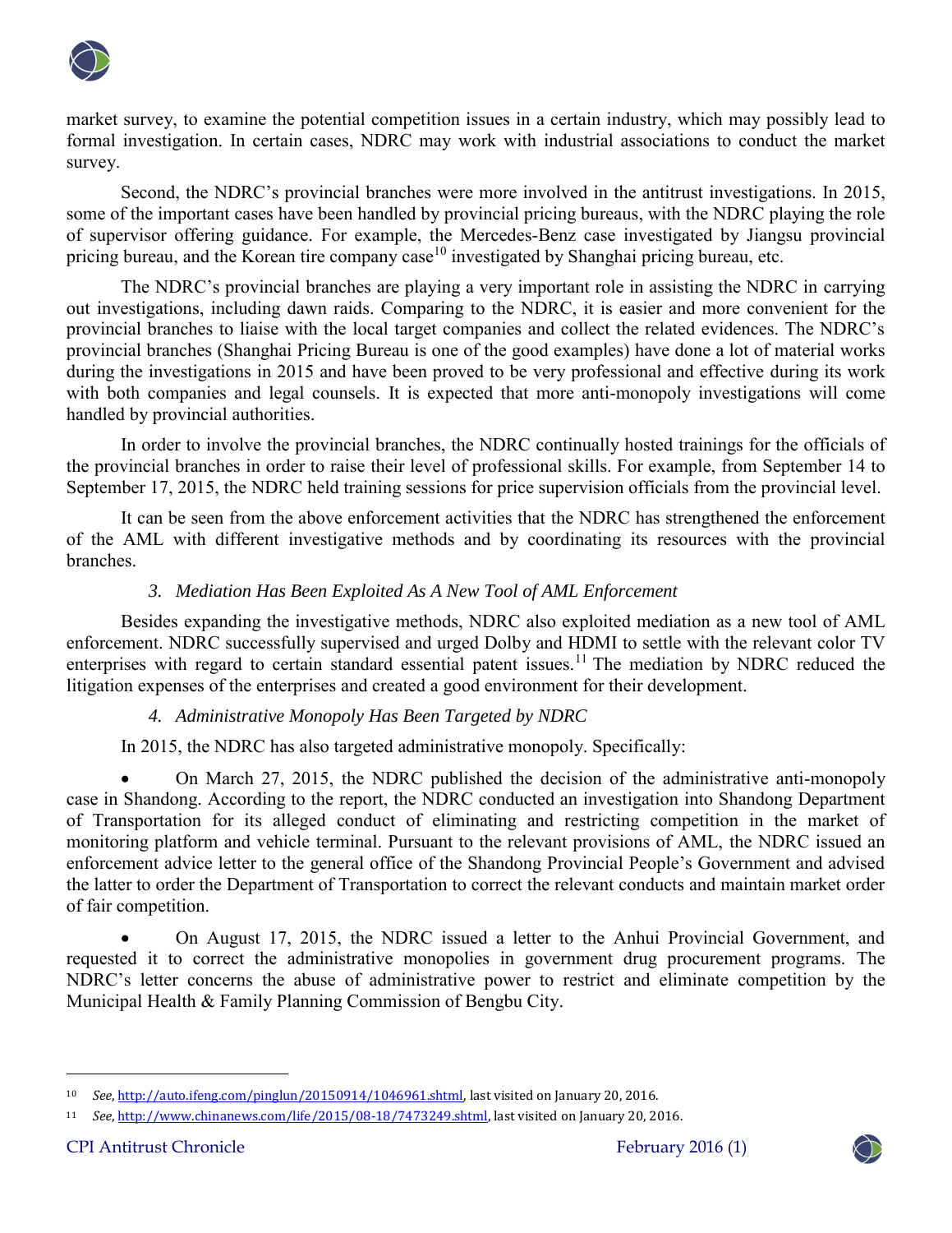market survey, to examine the potential competition issues in a certain industry, which may possibly lead to formal investigation. In certain cases, NDRC may work with industrial associations to conduct the market survey.

Second, the NDRC's provincial branches were more involved in the antitrust investigations. In 2015, some of the important cases have been handled by provincial pricing bureaus, with the NDRC playing the role of supervisor offering guidance. For example, the Mercedes-Benz case investigated by Jiangsu provincial pricing bureau, and the Korean tire company case[10] investigated by Shanghai pricing bureau, etc.

The NDRC's provincial branches are playing a very important role in assisting the NDRC in carrying out investigations, including dawn raids. Comparing to the NDRC, it is easier and more convenient for the provincial branches to liaise with the local target companies and collect the related evidences. The NDRC's provincial branches (Shanghai Pricing Bureau is one of the good examples) have done a lot of material works during the investigations in 2015 and have been proved to be very professional and effective during its work with both companies and legal counsels. It is expected that more anti-monopoly investigations will come handled by provincial authorities.

In order to involve the provincial branches, the NDRC continually hosted trainings for the officials of the provincial branches in order to raise their level of professional skills. For example, from September 14 to September 17, 2015, the NDRC held training sessions for price supervision officials from the provincial level.

It can be seen from the above enforcement activities that the NDRC has strengthened the enforcement of the AML with different investigative methods and by coordinating its resources with the provincial branches.

### *3. Mediation Has Been Exploited As A New Tool of AML Enforcement*

Besides expanding the investigative methods, NDRC also exploited mediation as a new tool of AML enforcement. NDRC successfully supervised and urged Dolby and HDMI to settle with the relevant color TV enterprises with regard to certain standard essential patent issues.[11] The mediation by NDRC reduced the litigation expenses of the enterprises and created a good environment for their development.

### *4. Administrative Monopoly Has Been Targeted by NDRC*

In 2015, the NDRC has also targeted administrative monopoly. Specifically:

- On March 27, 2015, the NDRC published the decision of the administrative anti-monopoly case in Shandong. According to the report, the NDRC conducted an investigation into Shandong Department of Transportation for its alleged conduct of eliminating and restricting competition in the market of monitoring platform and vehicle terminal. Pursuant to the relevant provisions of AML, the NDRC issued an enforcement advice letter to the general office of the Shandong Provincial People's Government and advised the latter to order the Department of Transportation to correct the relevant conducts and maintain market order of fair competition.

- On August 17, 2015, the NDRC issued a letter to the Anhui Provincial Government, and requested it to correct the administrative monopolies in government drug procurement programs. The NDRC's letter concerns the abuse of administrative power to restrict and eliminate competition by the Municipal Health & Family Planning Commission of Bengbu City.

---

[10] *See*, http://auto.ifeng.com/pinglun/20150914/1046961.shtml, last visited on January 20, 2016.

[11] *See*, http://www.chinanews.com/life/2015/08-18/7473249.shtml, last visited on January 20, 2016.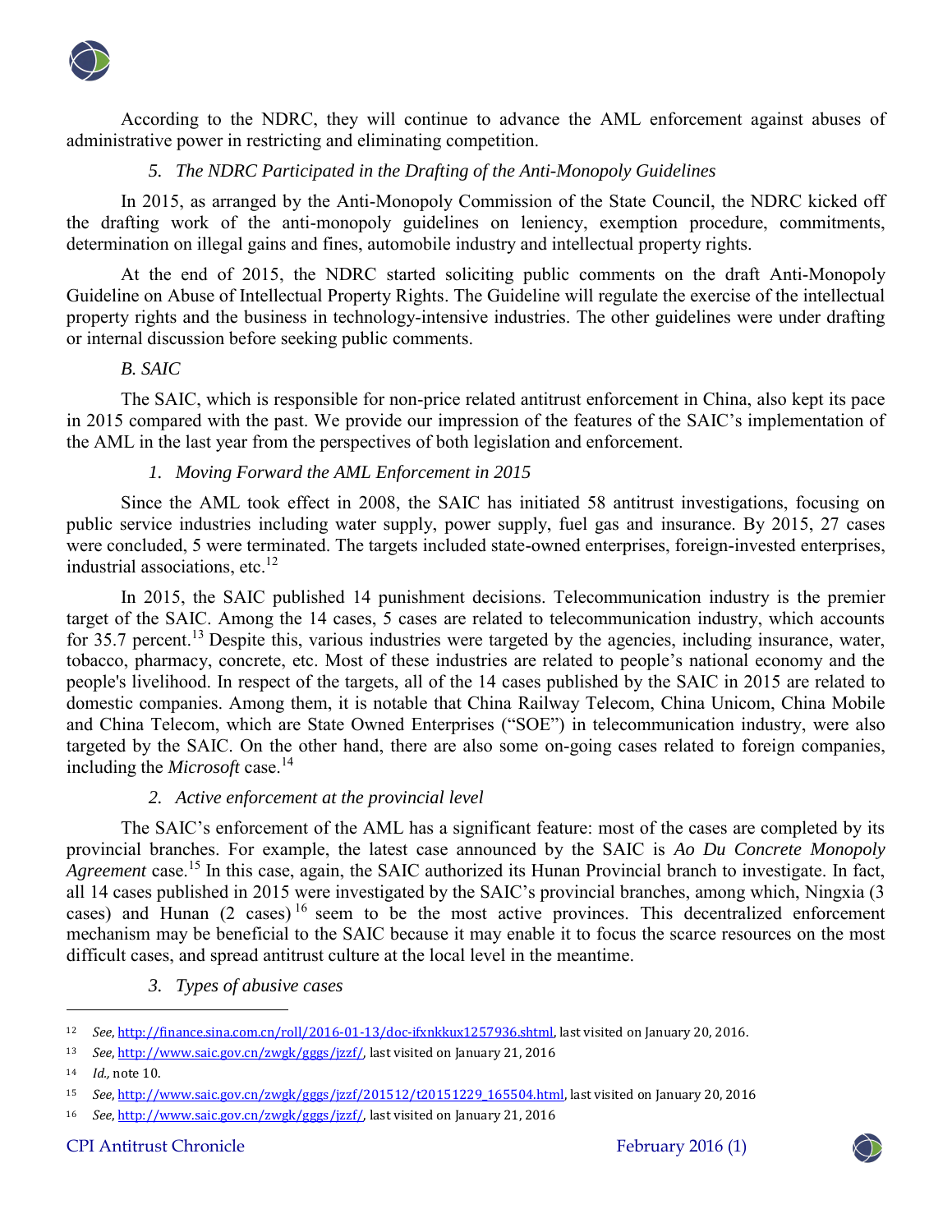According to the NDRC, they will continue to advance the AML enforcement against abuses of administrative power in restricting and eliminating competition.

### *5. The NDRC Participated in the Drafting of the Anti-Monopoly Guidelines*

In 2015, as arranged by the Anti-Monopoly Commission of the State Council, the NDRC kicked off the drafting work of the anti-monopoly guidelines on leniency, exemption procedure, commitments, determination on illegal gains and fines, automobile industry and intellectual property rights.

At the end of 2015, the NDRC started soliciting public comments on the draft Anti-Monopoly Guideline on Abuse of Intellectual Property Rights. The Guideline will regulate the exercise of the intellectual property rights and the business in technology-intensive industries. The other guidelines were under drafting or internal discussion before seeking public comments.

## *B. SAIC*

The SAIC, which is responsible for non-price related antitrust enforcement in China, also kept its pace in 2015 compared with the past. We provide our impression of the features of the SAIC's implementation of the AML in the last year from the perspectives of both legislation and enforcement.

### *1. Moving Forward the AML Enforcement in 2015*

Since the AML took effect in 2008, the SAIC has initiated 58 antitrust investigations, focusing on public service industries including water supply, power supply, fuel gas and insurance. By 2015, 27 cases were concluded, 5 were terminated. The targets included state-owned enterprises, foreign-invested enterprises, industrial associations, etc.[12]

In 2015, the SAIC published 14 punishment decisions. Telecommunication industry is the premier target of the SAIC. Among the 14 cases, 5 cases are related to telecommunication industry, which accounts for 35.7 percent.[13] Despite this, various industries were targeted by the agencies, including insurance, water, tobacco, pharmacy, concrete, etc. Most of these industries are related to people's national economy and the people's livelihood. In respect of the targets, all of the 14 cases published by the SAIC in 2015 are related to domestic companies. Among them, it is notable that China Railway Telecom, China Unicom, China Mobile and China Telecom, which are State Owned Enterprises ("SOE") in telecommunication industry, were also targeted by the SAIC. On the other hand, there are also some on-going cases related to foreign companies, including the *Microsoft* case.[14]

### *2. Active enforcement at the provincial level*

The SAIC's enforcement of the AML has a significant feature: most of the cases are completed by its provincial branches. For example, the latest case announced by the SAIC is *Ao Du Concrete Monopoly Agreement* case.[15] In this case, again, the SAIC authorized its Hunan Provincial branch to investigate. In fact, all 14 cases published in 2015 were investigated by the SAIC's provincial branches, among which, Ningxia (3 cases) and Hunan (2 cases)[16] seem to be the most active provinces. This decentralized enforcement mechanism may be beneficial to the SAIC because it may enable it to focus the scarce resources on the most difficult cases, and spread antitrust culture at the local level in the meantime.

### *3. Types of abusive cases*

---

[12] *See*, http://finance.sina.com.cn/roll/2016-01-13/doc-ifxnkkux1257936.shtml, last visited on January 20, 2016.

[13] *See*, http://www.saic.gov.cn/zwgk/gggs/jzzf/, last visited on January 21, 2016

[14] *Id.,* note 10.

[15] *See*, http://www.saic.gov.cn/zwgk/gggs/jzzf/201512/t20151229_165504.html, last visited on January 20, 2016

[16] *See*, http://www.saic.gov.cn/zwgk/gggs/jzzf/, last visited on January 21, 2016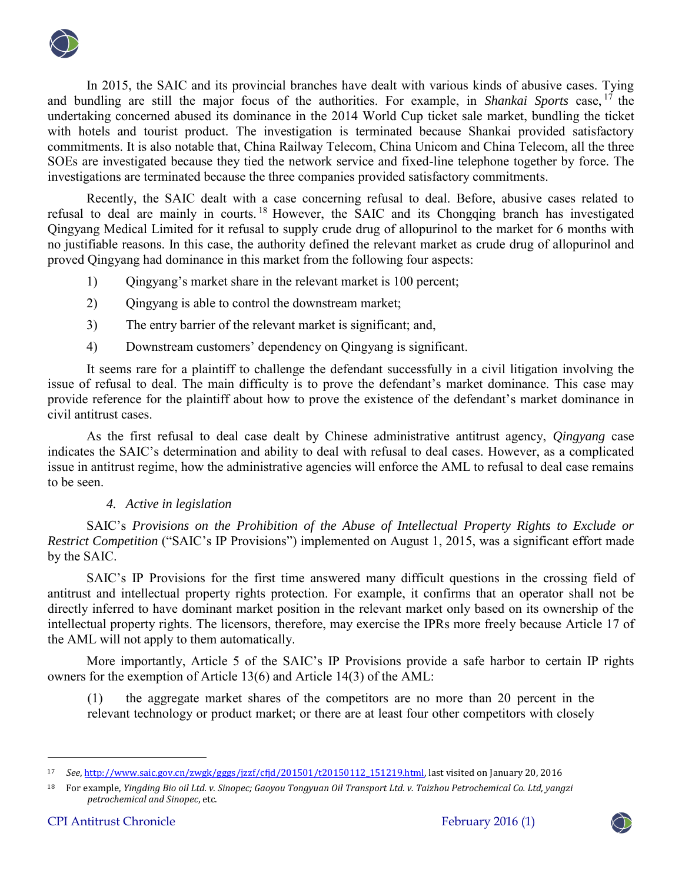In 2015, the SAIC and its provincial branches have dealt with various kinds of abusive cases. Tying and bundling are still the major focus of the authorities. For example, in *Shankai Sports* case,[17] the undertaking concerned abused its dominance in the 2014 World Cup ticket sale market, bundling the ticket with hotels and tourist product. The investigation is terminated because Shankai provided satisfactory commitments. It is also notable that, China Railway Telecom, China Unicom and China Telecom, all the three SOEs are investigated because they tied the network service and fixed-line telephone together by force. The investigations are terminated because the three companies provided satisfactory commitments.

Recently, the SAIC dealt with a case concerning refusal to deal. Before, abusive cases related to refusal to deal are mainly in courts.[18] However, the SAIC and its Chongqing branch has investigated Qingyang Medical Limited for it refusal to supply crude drug of allopurinol to the market for 6 months with no justifiable reasons. In this case, the authority defined the relevant market as crude drug of allopurinol and proved Qingyang had dominance in this market from the following four aspects:

1) Qingyang's market share in the relevant market is 100 percent;
2) Qingyang is able to control the downstream market;
3) The entry barrier of the relevant market is significant; and,
4) Downstream customers' dependency on Qingyang is significant.

It seems rare for a plaintiff to challenge the defendant successfully in a civil litigation involving the issue of refusal to deal. The main difficulty is to prove the defendant's market dominance. This case may provide reference for the plaintiff about how to prove the existence of the defendant's market dominance in civil antitrust cases.

As the first refusal to deal case dealt by Chinese administrative antitrust agency, *Qingyang* case indicates the SAIC's determination and ability to deal with refusal to deal cases. However, as a complicated issue in antitrust regime, how the administrative agencies will enforce the AML to refusal to deal case remains to be seen.

### *4. Active in legislation*

SAIC's *Provisions on the Prohibition of the Abuse of Intellectual Property Rights to Exclude or Restrict Competition* ("SAIC's IP Provisions") implemented on August 1, 2015, was a significant effort made by the SAIC.

SAIC's IP Provisions for the first time answered many difficult questions in the crossing field of antitrust and intellectual property rights protection. For example, it confirms that an operator shall not be directly inferred to have dominant market position in the relevant market only based on its ownership of the intellectual property rights. The licensors, therefore, may exercise the IPRs more freely because Article 17 of the AML will not apply to them automatically.

More importantly, Article 5 of the SAIC's IP Provisions provide a safe harbor to certain IP rights owners for the exemption of Article 13(6) and Article 14(3) of the AML:

(1) the aggregate market shares of the competitors are no more than 20 percent in the relevant technology or product market; or there are at least four other competitors with closely

---

[17] *See*, http://www.saic.gov.cn/zwgk/gggs/jzzf/cfjd/201501/t20150112_151219.html, last visited on January 20, 2016

[18] For example, *Yingding Bio oil Ltd. v. Sinopec; Gaoyou Tongyuan Oil Transport Ltd. v. Taizhou Petrochemical Co. Ltd, yangzi petrochemical and Sinopec*, etc.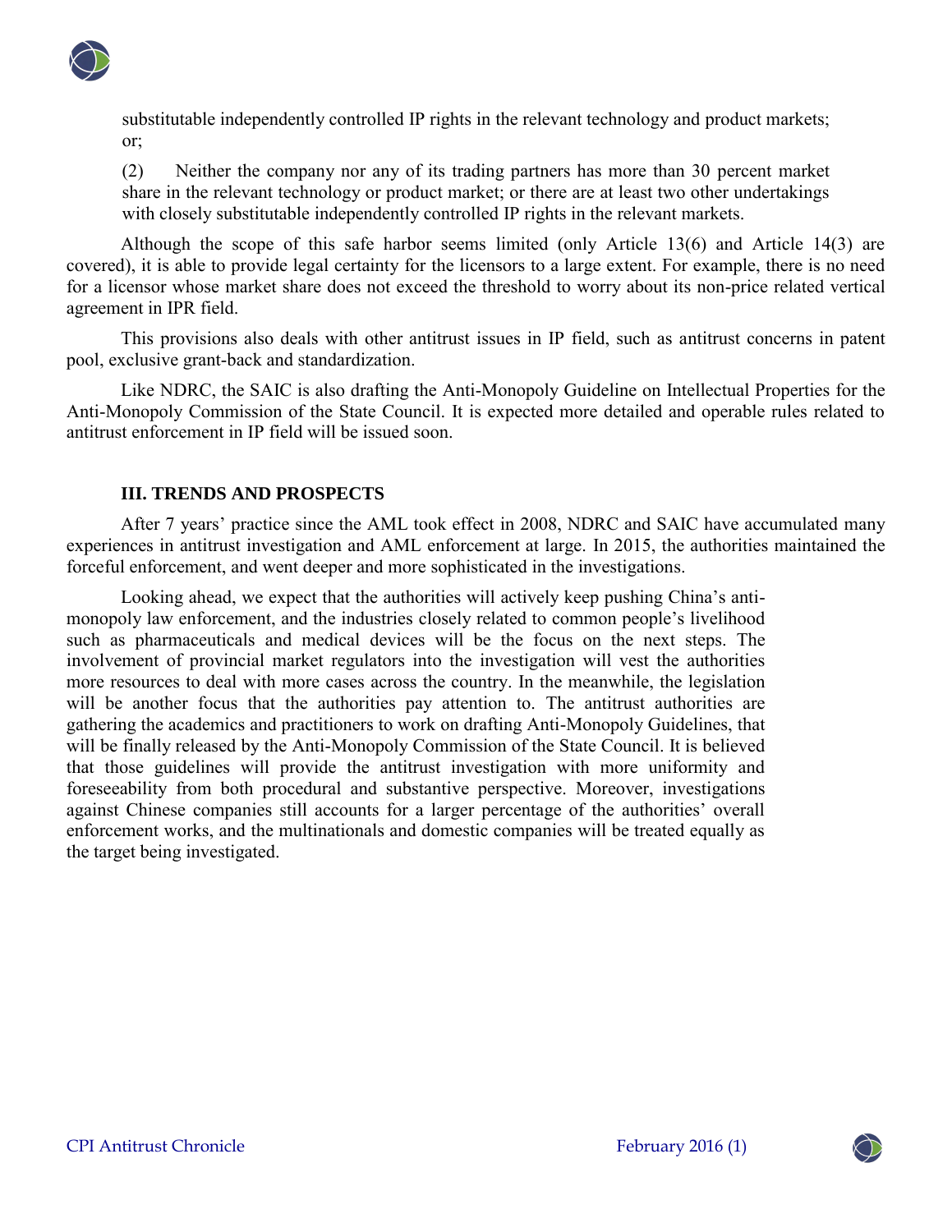substitutable independently controlled IP rights in the relevant technology and product markets; or;

(2) Neither the company nor any of its trading partners has more than 30 percent market share in the relevant technology or product market; or there are at least two other undertakings with closely substitutable independently controlled IP rights in the relevant markets.

Although the scope of this safe harbor seems limited (only Article 13(6) and Article 14(3) are covered), it is able to provide legal certainty for the licensors to a large extent. For example, there is no need for a licensor whose market share does not exceed the threshold to worry about its non-price related vertical agreement in IPR field.

This provisions also deals with other antitrust issues in IP field, such as antitrust concerns in patent pool, exclusive grant-back and standardization.

Like NDRC, the SAIC is also drafting the Anti-Monopoly Guideline on Intellectual Properties for the Anti-Monopoly Commission of the State Council. It is expected more detailed and operable rules related to antitrust enforcement in IP field will be issued soon.

## III. TRENDS AND PROSPECTS

After 7 years' practice since the AML took effect in 2008, NDRC and SAIC have accumulated many experiences in antitrust investigation and AML enforcement at large. In 2015, the authorities maintained the forceful enforcement, and went deeper and more sophisticated in the investigations.

Looking ahead, we expect that the authorities will actively keep pushing China's anti-monopoly law enforcement, and the industries closely related to common people's livelihood such as pharmaceuticals and medical devices will be the focus on the next steps. The involvement of provincial market regulators into the investigation will vest the authorities more resources to deal with more cases across the country. In the meanwhile, the legislation will be another focus that the authorities pay attention to. The antitrust authorities are gathering the academics and practitioners to work on drafting Anti-Monopoly Guidelines, that will be finally released by the Anti-Monopoly Commission of the State Council. It is believed that those guidelines will provide the antitrust investigation with more uniformity and foreseeability from both procedural and substantive perspective. Moreover, investigations against Chinese companies still accounts for a larger percentage of the authorities' overall enforcement works, and the multinationals and domestic companies will be treated equally as the target being investigated.